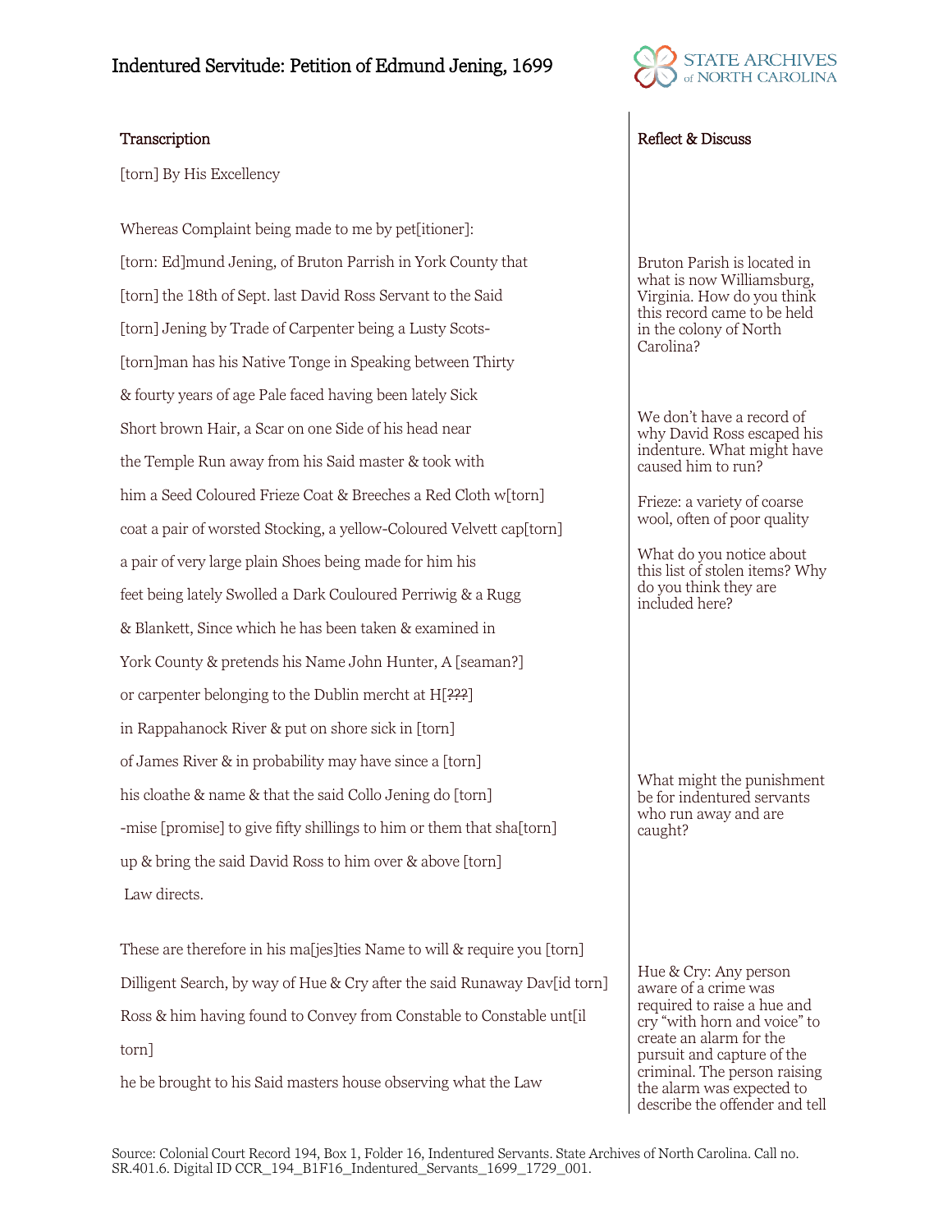# Indentured Servitude: Petition of Edmund Jening, 1699

## Transcription

[torn] By His Excellency

Whereas Complaint being made to me by pet[itioner]:

[torn: Ed]mund Jening, of Bruton Parrish in York County that

[torn] the 18th of Sept. last David Ross Servant to the Said

[torn] Jening by Trade of Carpenter being a Lusty Scots-

[torn]man has his Native Tonge in Speaking between Thirty

& fourty years of age Pale faced having been lately Sick

Short brown Hair, a Scar on one Side of his head near

the Temple Run away from his Said master & took with

him a Seed Coloured Frieze Coat & Breeches a Red Cloth w[torn]

coat a pair of worsted Stocking, a yellow-Coloured Velvett cap[torn]

a pair of very large plain Shoes being made for him his

feet being lately Swolled a Dark Couloured Perriwig & a Rugg

& Blankett, Since which he has been taken & examined in

York County & pretends his Name John Hunter, A [seaman?]

or carpenter belonging to the Dublin mercht at H[~~???~~]

in Rappahanock River & put on shore sick in [torn]

of James River & in probability may have since a [torn]

his cloathe & name & that the said Collo Jening do [torn]

-mise [promise] to give fifty shillings to him or them that sha[torn]

up & bring the said David Ross to him over & above [torn]

Law directs.

These are therefore in his ma[jes]ties Name to will & require you [torn]

Dilligent Search, by way of Hue & Cry after the said Runaway Dav[id torn]

Ross & him having found to Convey from Constable to Constable unt[il torn]

he be brought to his Said masters house observing what the Law

## Reflect & Discuss

Bruton Parish is located in what is now Williamsburg, Virginia. How do you think this record came to be held in the colony of North Carolina?

We don't have a record of why David Ross escaped his indenture. What might have caused him to run?

Frieze: a variety of coarse wool, often of poor quality

What do you notice about this list of stolen items? Why do you think they are included here?

What might the punishment be for indentured servants who run away and are caught?

Hue & Cry: Any person aware of a crime was required to raise a hue and cry "with horn and voice" to create an alarm for the pursuit and capture of the criminal. The person raising the alarm was expected to describe the offender and tell

Source: Colonial Court Record 194, Box 1, Folder 16, Indentured Servants. State Archives of North Carolina. Call no. SR.401.6. Digital ID CCR_194_B1F16_Indentured_Servants_1699_1729_001.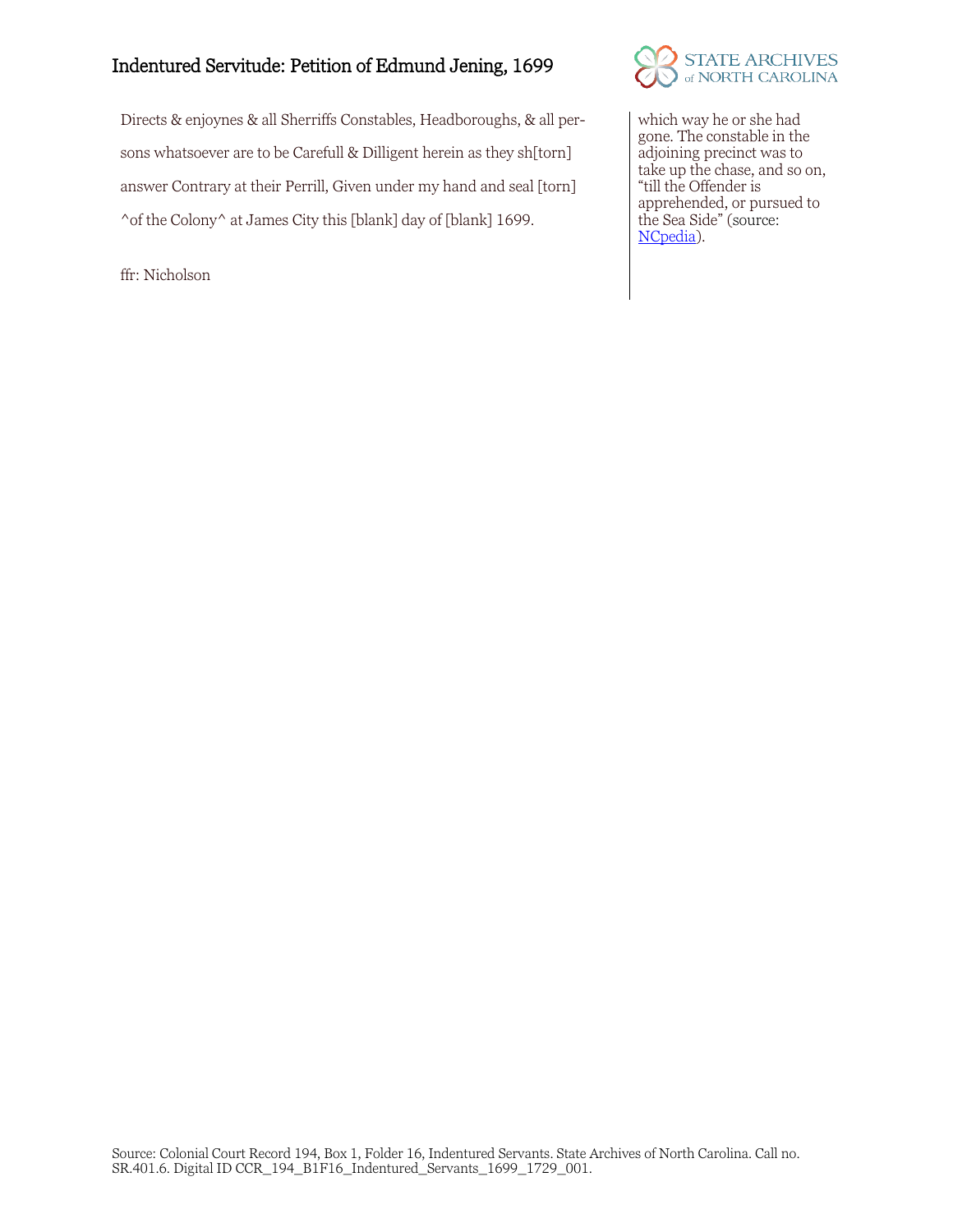Directs & enjoynes & all Sherriffs Constables, Headboroughs, & all persons whatsoever are to be Carefull & Dilligent herein as they sh[torn] answer Contrary at their Perrill, Given under my hand and seal [torn] ^of the Colony^ at James City this [blank] day of [blank] 1699.

ffr: Nicholson

which way he or she had gone. The constable in the adjoining precinct was to take up the chase, and so on, "till the Offender is apprehended, or pursued to the Sea Side" (source: NCpedia).

Source: Colonial Court Record 194, Box 1, Folder 16, Indentured Servants. State Archives of North Carolina. Call no. SR.401.6. Digital ID CCR_194_B1F16_Indentured_Servants_1699_1729_001.